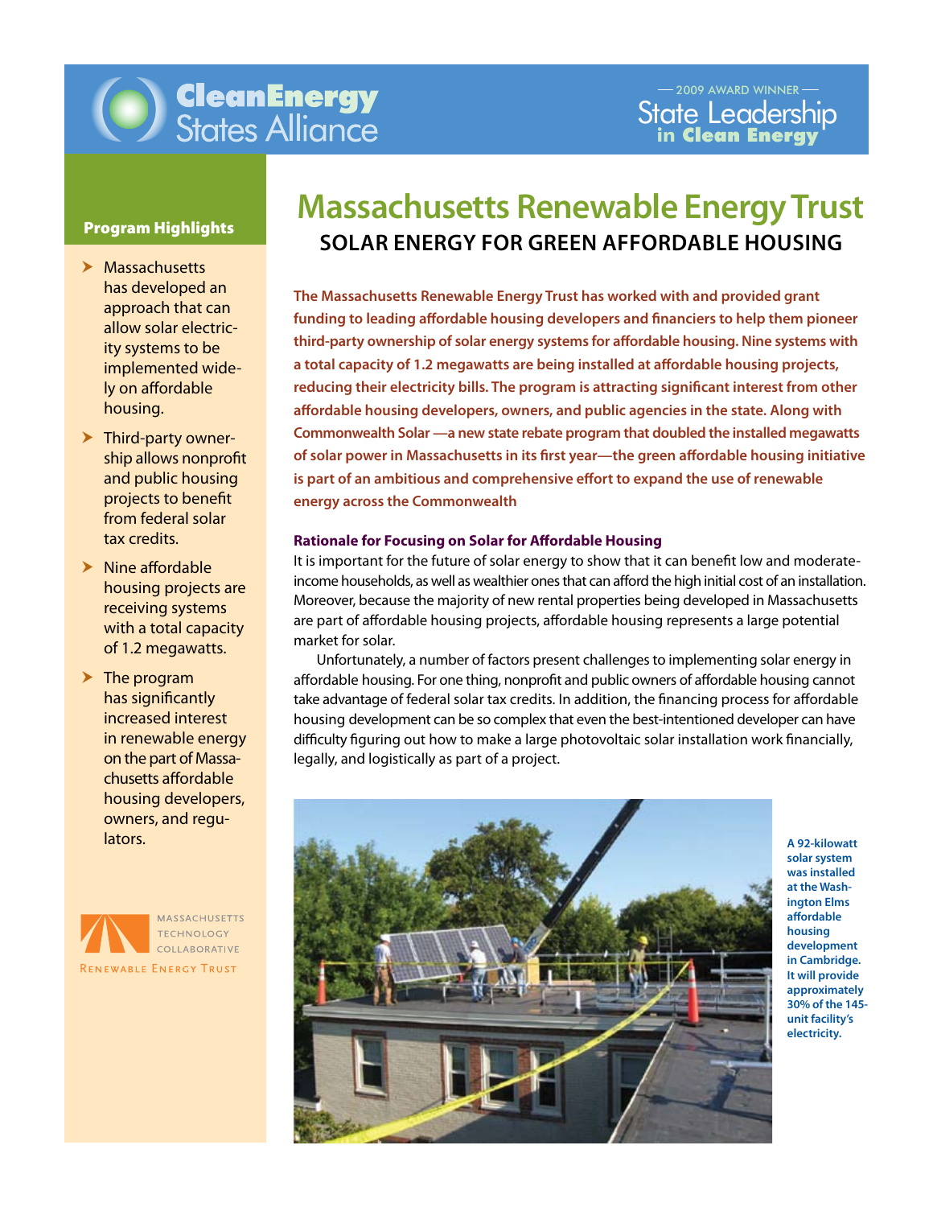Clean Energy States Alliance

— 2009 AWARD WINNER —
State Leadership in Clean Energy

# Massachusetts Renewable Energy Trust

## SOLAR ENERGY FOR GREEN AFFORDABLE HOUSING

**The Massachusetts Renewable Energy Trust has worked with and provided grant funding to leading affordable housing developers and financiers to help them pioneer third-party ownership of solar energy systems for affordable housing. Nine systems with a total capacity of 1.2 megawatts are being installed at affordable housing projects, reducing their electricity bills. The program is attracting significant interest from other affordable housing developers, owners, and public agencies in the state. Along with Commonwealth Solar —a new state rebate program that doubled the installed megawatts of solar power in Massachusetts in its first year—the green affordable housing initiative is part of an ambitious and comprehensive effort to expand the use of renewable energy across the Commonwealth**

### Program Highlights

- Massachusetts has developed an approach that can allow solar electricity systems to be implemented widely on affordable housing.
- Third-party ownership allows nonprofit and public housing projects to benefit from federal solar tax credits.
- Nine affordable housing projects are receiving systems with a total capacity of 1.2 megawatts.
- The program has significantly increased interest in renewable energy on the part of Massachusetts affordable housing developers, owners, and regulators.

MASSACHUSETTS TECHNOLOGY COLLABORATIVE
RENEWABLE ENERGY TRUST

### Rationale for Focusing on Solar for Affordable Housing

It is important for the future of solar energy to show that it can benefit low and moderate-income households, as well as wealthier ones that can afford the high initial cost of an installation. Moreover, because the majority of new rental properties being developed in Massachusetts are part of affordable housing projects, affordable housing represents a large potential market for solar.

Unfortunately, a number of factors present challenges to implementing solar energy in affordable housing. For one thing, nonprofit and public owners of affordable housing cannot take advantage of federal solar tax credits. In addition, the financing process for affordable housing development can be so complex that even the best-intentioned developer can have difficulty figuring out how to make a large photovoltaic solar installation work financially, legally, and logistically as part of a project.

**A 92-kilowatt solar system was installed at the Washington Elms affordable housing development in Cambridge. It will provide approximately 30% of the 145-unit facility's electricity.**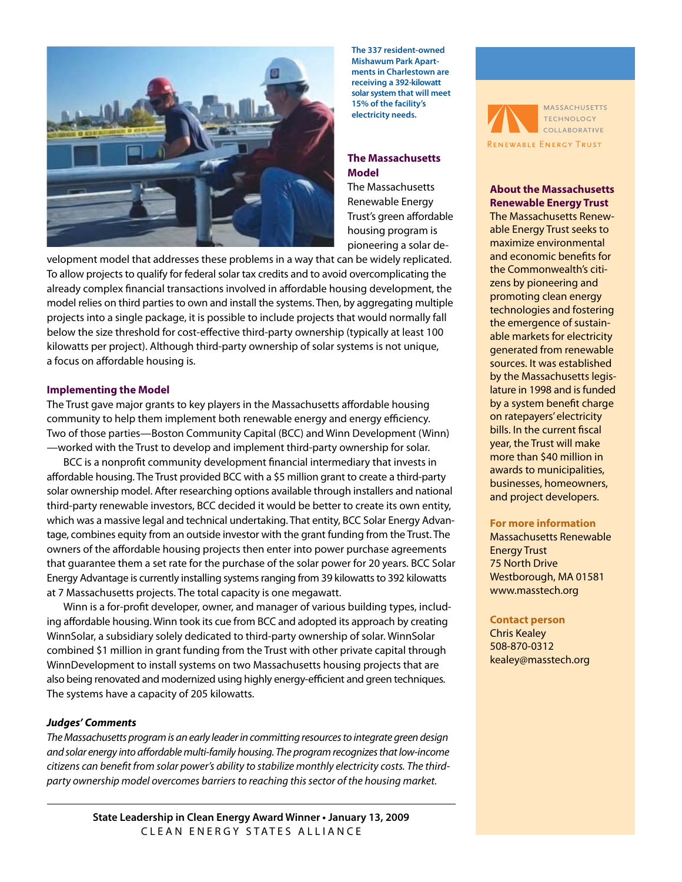The 337 resident-owned Mishawum Park Apartments in Charlestown are receiving a 392-kilowatt solar system that will meet 15% of the facility's electricity needs.

## The Massachusetts Model

The Massachusetts Renewable Energy Trust's green affordable housing program is pioneering a solar development model that addresses these problems in a way that can be widely replicated. To allow projects to qualify for federal solar tax credits and to avoid overcomplicating the already complex financial transactions involved in affordable housing development, the model relies on third parties to own and install the systems. Then, by aggregating multiple projects into a single package, it is possible to include projects that would normally fall below the size threshold for cost-effective third-party ownership (typically at least 100 kilowatts per project). Although third-party ownership of solar systems is not unique, a focus on affordable housing is.

### Implementing the Model

The Trust gave major grants to key players in the Massachusetts affordable housing community to help them implement both renewable energy and energy efficiency. Two of those parties—Boston Community Capital (BCC) and Winn Development (Winn)—worked with the Trust to develop and implement third-party ownership for solar.

BCC is a nonprofit community development financial intermediary that invests in affordable housing. The Trust provided BCC with a $5 million grant to create a third-party solar ownership model. After researching options available through installers and national third-party renewable investors, BCC decided it would be better to create its own entity, which was a massive legal and technical undertaking. That entity, BCC Solar Energy Advantage, combines equity from an outside investor with the grant funding from the Trust. The owners of the affordable housing projects then enter into power purchase agreements that guarantee them a set rate for the purchase of the solar power for 20 years. BCC Solar Energy Advantage is currently installing systems ranging from 39 kilowatts to 392 kilowatts at 7 Massachusetts projects. The total capacity is one megawatt.

Winn is a for-profit developer, owner, and manager of various building types, including affordable housing. Winn took its cue from BCC and adopted its approach by creating WinnSolar, a subsidiary solely dedicated to third-party ownership of solar. WinnSolar combined $1 million in grant funding from the Trust with other private capital through WinnDevelopment to install systems on two Massachusetts housing projects that are also being renovated and modernized using highly energy-efficient and green techniques. The systems have a capacity of 205 kilowatts.

### *Judges' Comments*

*The Massachusetts program is an early leader in committing resources to integrate green design and solar energy into affordable multi-family housing. The program recognizes that low-income citizens can benefit from solar power's ability to stabilize monthly electricity costs. The third-party ownership model overcomes barriers to reaching this sector of the housing market.*

**State Leadership in Clean Energy Award Winner • January 13, 2009**

CLEAN ENERGY STATES ALLIANCE

---

MASSACHUSETTS TECHNOLOGY COLLABORATIVE

RENEWABLE ENERGY TRUST

### About the Massachusetts Renewable Energy Trust

The Massachusetts Renewable Energy Trust seeks to maximize environmental and economic benefits for the Commonwealth's citizens by pioneering and promoting clean energy technologies and fostering the emergence of sustainable markets for electricity generated from renewable sources. It was established by the Massachusetts legislature in 1998 and is funded by a system benefit charge on ratepayers' electricity bills. In the current fiscal year, the Trust will make more than $40 million in awards to municipalities, businesses, homeowners, and project developers.

### For more information

Massachusetts Renewable Energy Trust
75 North Drive
Westborough, MA 01581
www.masstech.org

### Contact person

Chris Kealey
508-870-0312
kealey@masstech.org